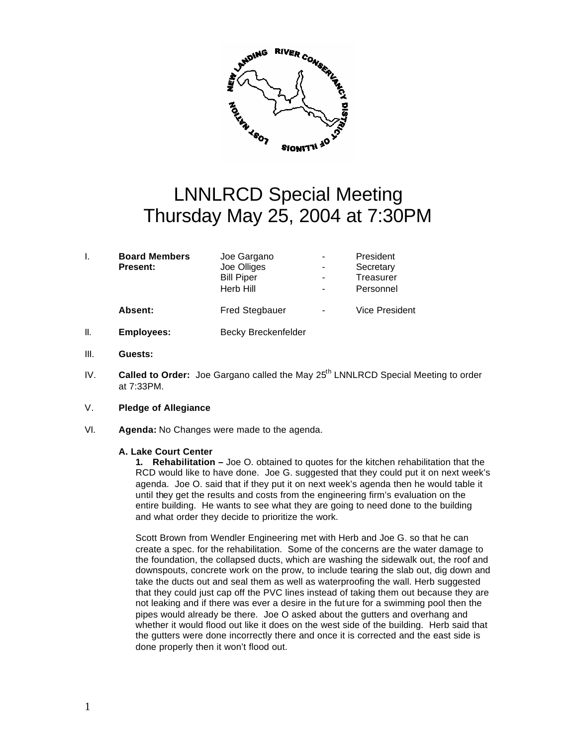# LNNLRCD Special Meeting
# Thursday May 25, 2004 at 7:30PM

| | | | | |
|---|---|---|---|---|
| I. | **Board Members Present:** | Joe Gargano | - | President |
| | | Joe Olliges | - | Secretary |
| | | Bill Piper | - | Treasurer |
| | | Herb Hill | - | Personnel |
| | **Absent:** | Fred Stegbauer | - | Vice President |

II. **Employees:** Becky Breckenfelder

III. **Guests:**

IV. **Called to Order:** Joe Gargano called the May 25th LNNLRCD Special Meeting to order at 7:33PM.

V. **Pledge of Allegiance**

VI. **Agenda:** No Changes were made to the agenda.

**A. Lake Court Center**

**1. Rehabilitation –** Joe O. obtained to quotes for the kitchen rehabilitation that the RCD would like to have done. Joe G. suggested that they could put it on next week's agenda. Joe O. said that if they put it on next week's agenda then he would table it until they get the results and costs from the engineering firm's evaluation on the entire building. He wants to see what they are going to need done to the building and what order they decide to prioritize the work.

Scott Brown from Wendler Engineering met with Herb and Joe G. so that he can create a spec. for the rehabilitation. Some of the concerns are the water damage to the foundation, the collapsed ducts, which are washing the sidewalk out, the roof and downspouts, concrete work on the prow, to include tearing the slab out, dig down and take the ducts out and seal them as well as waterproofing the wall. Herb suggested that they could just cap off the PVC lines instead of taking them out because they are not leaking and if there was ever a desire in the future for a swimming pool then the pipes would already be there. Joe O asked about the gutters and overhang and whether it would flood out like it does on the west side of the building. Herb said that the gutters were done incorrectly there and once it is corrected and the east side is done properly then it won't flood out.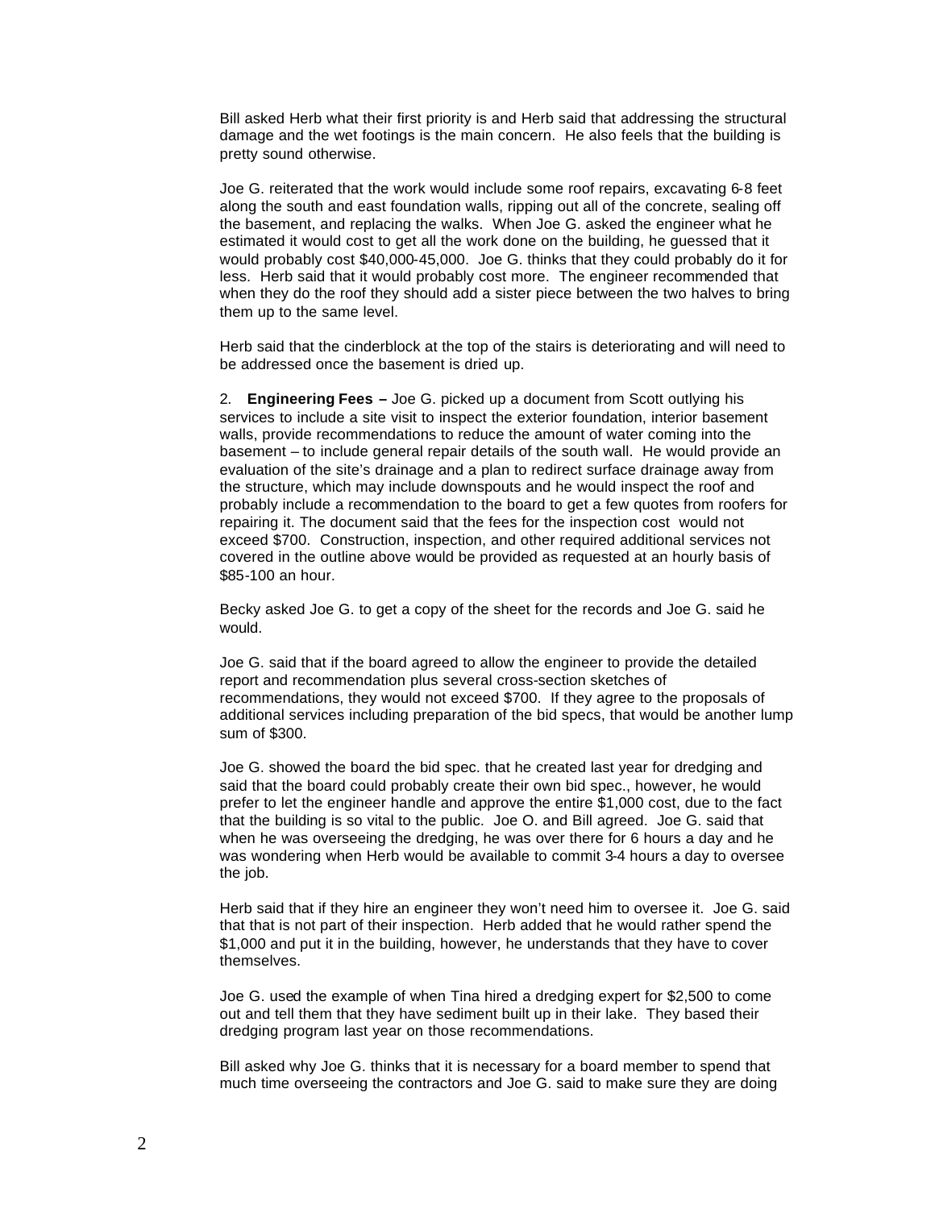Bill asked Herb what their first priority is and Herb said that addressing the structural damage and the wet footings is the main concern. He also feels that the building is pretty sound otherwise.

Joe G. reiterated that the work would include some roof repairs, excavating 6-8 feet along the south and east foundation walls, ripping out all of the concrete, sealing off the basement, and replacing the walks. When Joe G. asked the engineer what he estimated it would cost to get all the work done on the building, he guessed that it would probably cost $40,000-45,000. Joe G. thinks that they could probably do it for less. Herb said that it would probably cost more. The engineer recommended that when they do the roof they should add a sister piece between the two halves to bring them up to the same level.

Herb said that the cinderblock at the top of the stairs is deteriorating and will need to be addressed once the basement is dried up.

2. **Engineering Fees –** Joe G. picked up a document from Scott outlying his services to include a site visit to inspect the exterior foundation, interior basement walls, provide recommendations to reduce the amount of water coming into the basement – to include general repair details of the south wall. He would provide an evaluation of the site's drainage and a plan to redirect surface drainage away from the structure, which may include downspouts and he would inspect the roof and probably include a recommendation to the board to get a few quotes from roofers for repairing it. The document said that the fees for the inspection cost would not exceed $700. Construction, inspection, and other required additional services not covered in the outline above would be provided as requested at an hourly basis of $85-100 an hour.

Becky asked Joe G. to get a copy of the sheet for the records and Joe G. said he would.

Joe G. said that if the board agreed to allow the engineer to provide the detailed report and recommendation plus several cross-section sketches of recommendations, they would not exceed $700. If they agree to the proposals of additional services including preparation of the bid specs, that would be another lump sum of $300.

Joe G. showed the board the bid spec. that he created last year for dredging and said that the board could probably create their own bid spec., however, he would prefer to let the engineer handle and approve the entire $1,000 cost, due to the fact that the building is so vital to the public. Joe O. and Bill agreed. Joe G. said that when he was overseeing the dredging, he was over there for 6 hours a day and he was wondering when Herb would be available to commit 3-4 hours a day to oversee the job.

Herb said that if they hire an engineer they won't need him to oversee it. Joe G. said that that is not part of their inspection. Herb added that he would rather spend the $1,000 and put it in the building, however, he understands that they have to cover themselves.

Joe G. used the example of when Tina hired a dredging expert for $2,500 to come out and tell them that they have sediment built up in their lake. They based their dredging program last year on those recommendations.

Bill asked why Joe G. thinks that it is necessary for a board member to spend that much time overseeing the contractors and Joe G. said to make sure they are doing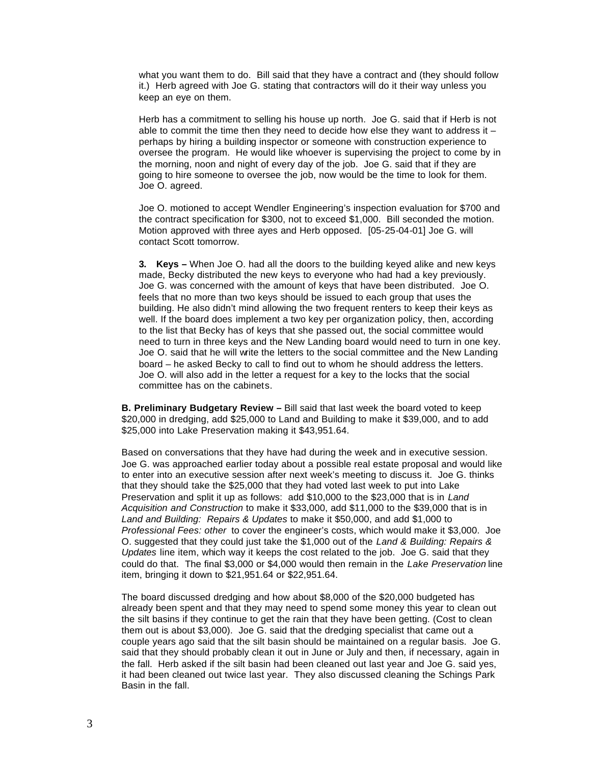what you want them to do. Bill said that they have a contract and (they should follow it.) Herb agreed with Joe G. stating that contractors will do it their way unless you keep an eye on them.

Herb has a commitment to selling his house up north. Joe G. said that if Herb is not able to commit the time then they need to decide how else they want to address it – perhaps by hiring a building inspector or someone with construction experience to oversee the program. He would like whoever is supervising the project to come by in the morning, noon and night of every day of the job. Joe G. said that if they are going to hire someone to oversee the job, now would be the time to look for them. Joe O. agreed.

Joe O. motioned to accept Wendler Engineering's inspection evaluation for $700 and the contract specification for $300, not to exceed $1,000. Bill seconded the motion. Motion approved with three ayes and Herb opposed. [05-25-04-01] Joe G. will contact Scott tomorrow.

**3. Keys –** When Joe O. had all the doors to the building keyed alike and new keys made, Becky distributed the new keys to everyone who had had a key previously. Joe G. was concerned with the amount of keys that have been distributed. Joe O. feels that no more than two keys should be issued to each group that uses the building. He also didn't mind allowing the two frequent renters to keep their keys as well. If the board does implement a two key per organization policy, then, according to the list that Becky has of keys that she passed out, the social committee would need to turn in three keys and the New Landing board would need to turn in one key. Joe O. said that he will write the letters to the social committee and the New Landing board – he asked Becky to call to find out to whom he should address the letters. Joe O. will also add in the letter a request for a key to the locks that the social committee has on the cabinets.

**B. Preliminary Budgetary Review –** Bill said that last week the board voted to keep $20,000 in dredging, add $25,000 to Land and Building to make it $39,000, and to add $25,000 into Lake Preservation making it $43,951.64.

Based on conversations that they have had during the week and in executive session. Joe G. was approached earlier today about a possible real estate proposal and would like to enter into an executive session after next week's meeting to discuss it. Joe G. thinks that they should take the $25,000 that they had voted last week to put into Lake Preservation and split it up as follows: add $10,000 to the $23,000 that is in *Land Acquisition and Construction* to make it $33,000, add $11,000 to the $39,000 that is in *Land and Building: Repairs & Updates* to make it $50,000, and add $1,000 to *Professional Fees: other* to cover the engineer's costs, which would make it $3,000. Joe O. suggested that they could just take the $1,000 out of the *Land & Building: Repairs & Updates* line item, which way it keeps the cost related to the job. Joe G. said that they could do that. The final $3,000 or $4,000 would then remain in the *Lake Preservation* line item, bringing it down to $21,951.64 or $22,951.64.

The board discussed dredging and how about $8,000 of the $20,000 budgeted has already been spent and that they may need to spend some money this year to clean out the silt basins if they continue to get the rain that they have been getting. (Cost to clean them out is about $3,000). Joe G. said that the dredging specialist that came out a couple years ago said that the silt basin should be maintained on a regular basis. Joe G. said that they should probably clean it out in June or July and then, if necessary, again in the fall. Herb asked if the silt basin had been cleaned out last year and Joe G. said yes, it had been cleaned out twice last year. They also discussed cleaning the Schings Park Basin in the fall.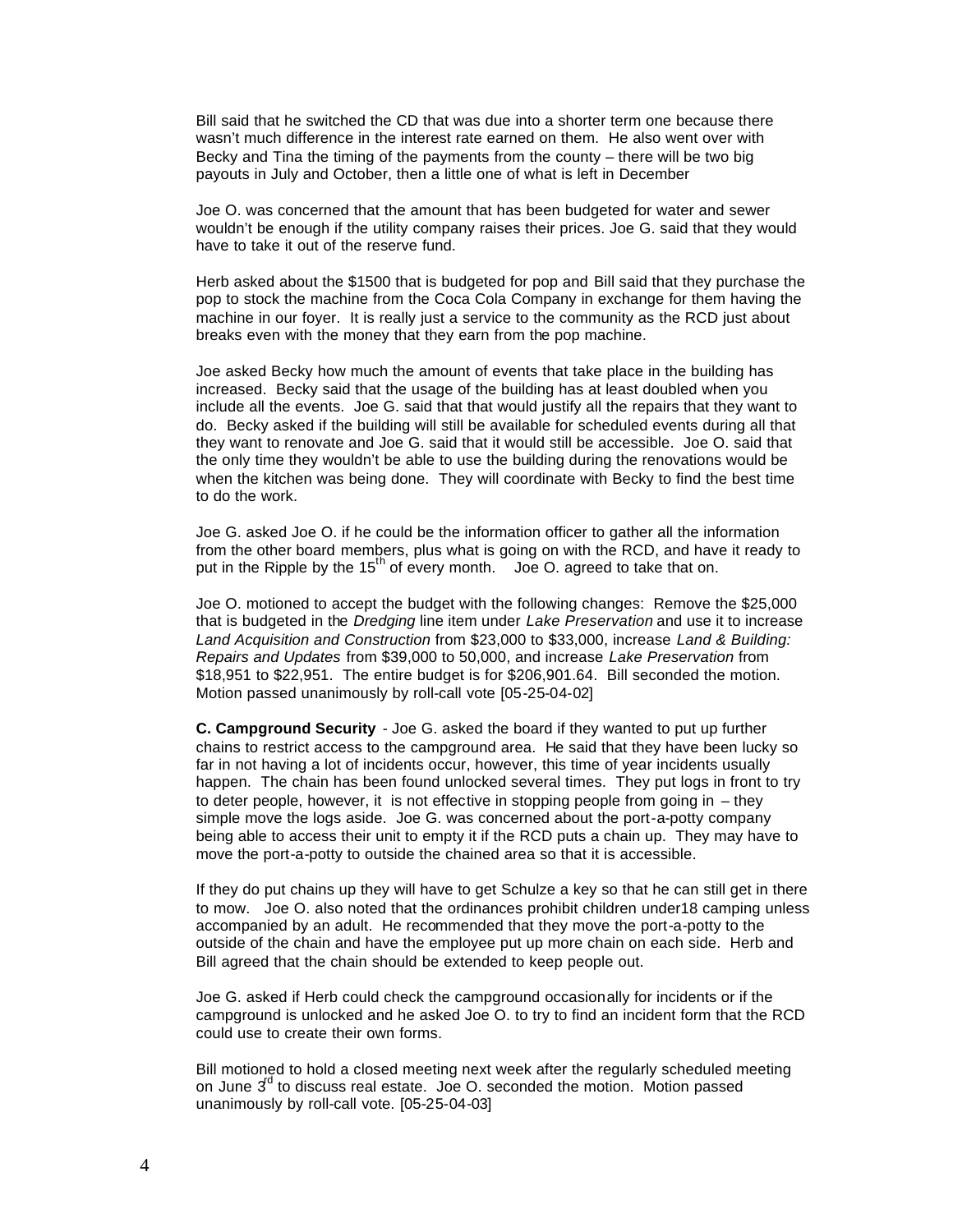Bill said that he switched the CD that was due into a shorter term one because there wasn't much difference in the interest rate earned on them. He also went over with Becky and Tina the timing of the payments from the county – there will be two big payouts in July and October, then a little one of what is left in December

Joe O. was concerned that the amount that has been budgeted for water and sewer wouldn't be enough if the utility company raises their prices. Joe G. said that they would have to take it out of the reserve fund.

Herb asked about the $1500 that is budgeted for pop and Bill said that they purchase the pop to stock the machine from the Coca Cola Company in exchange for them having the machine in our foyer. It is really just a service to the community as the RCD just about breaks even with the money that they earn from the pop machine.

Joe asked Becky how much the amount of events that take place in the building has increased. Becky said that the usage of the building has at least doubled when you include all the events. Joe G. said that that would justify all the repairs that they want to do. Becky asked if the building will still be available for scheduled events during all that they want to renovate and Joe G. said that it would still be accessible. Joe O. said that the only time they wouldn't be able to use the building during the renovations would be when the kitchen was being done. They will coordinate with Becky to find the best time to do the work.

Joe G. asked Joe O. if he could be the information officer to gather all the information from the other board members, plus what is going on with the RCD, and have it ready to put in the Ripple by the 15th of every month. Joe O. agreed to take that on.

Joe O. motioned to accept the budget with the following changes: Remove the $25,000 that is budgeted in the *Dredging* line item under *Lake Preservation* and use it to increase *Land Acquisition and Construction* from $23,000 to $33,000, increase *Land & Building: Repairs and Updates* from $39,000 to 50,000, and increase *Lake Preservation* from $18,951 to $22,951. The entire budget is for $206,901.64. Bill seconded the motion. Motion passed unanimously by roll-call vote [05-25-04-02]

**C. Campground Security** - Joe G. asked the board if they wanted to put up further chains to restrict access to the campground area. He said that they have been lucky so far in not having a lot of incidents occur, however, this time of year incidents usually happen. The chain has been found unlocked several times. They put logs in front to try to deter people, however, it is not effective in stopping people from going in – they simple move the logs aside. Joe G. was concerned about the port-a-potty company being able to access their unit to empty it if the RCD puts a chain up. They may have to move the port-a-potty to outside the chained area so that it is accessible.

If they do put chains up they will have to get Schulze a key so that he can still get in there to mow. Joe O. also noted that the ordinances prohibit children under18 camping unless accompanied by an adult. He recommended that they move the port-a-potty to the outside of the chain and have the employee put up more chain on each side. Herb and Bill agreed that the chain should be extended to keep people out.

Joe G. asked if Herb could check the campground occasionally for incidents or if the campground is unlocked and he asked Joe O. to try to find an incident form that the RCD could use to create their own forms.

Bill motioned to hold a closed meeting next week after the regularly scheduled meeting on June 3rd to discuss real estate. Joe O. seconded the motion. Motion passed unanimously by roll-call vote. [05-25-04-03]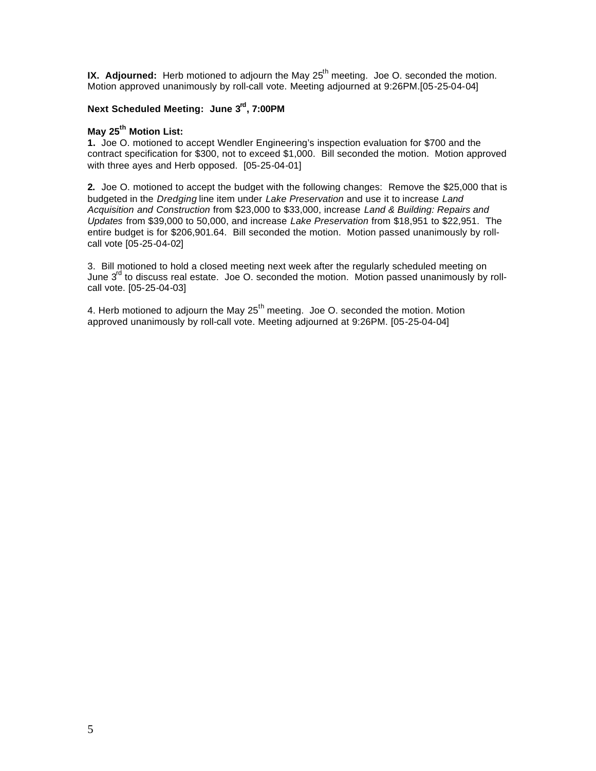**IX. Adjourned:** Herb motioned to adjourn the May 25th meeting. Joe O. seconded the motion. Motion approved unanimously by roll-call vote. Meeting adjourned at 9:26PM.[05-25-04-04]

**Next Scheduled Meeting: June 3rd, 7:00PM**

**May 25th Motion List:**

**1.** Joe O. motioned to accept Wendler Engineering's inspection evaluation for $700 and the contract specification for $300, not to exceed $1,000. Bill seconded the motion. Motion approved with three ayes and Herb opposed. [05-25-04-01]

**2.** Joe O. motioned to accept the budget with the following changes: Remove the $25,000 that is budgeted in the *Dredging* line item under *Lake Preservation* and use it to increase *Land Acquisition and Construction* from $23,000 to $33,000, increase *Land & Building: Repairs and Updates* from $39,000 to 50,000, and increase *Lake Preservation* from $18,951 to $22,951. The entire budget is for $206,901.64. Bill seconded the motion. Motion passed unanimously by roll-call vote [05-25-04-02]

3. Bill motioned to hold a closed meeting next week after the regularly scheduled meeting on June 3rd to discuss real estate. Joe O. seconded the motion. Motion passed unanimously by roll-call vote. [05-25-04-03]

4. Herb motioned to adjourn the May 25th meeting. Joe O. seconded the motion. Motion approved unanimously by roll-call vote. Meeting adjourned at 9:26PM. [05-25-04-04]